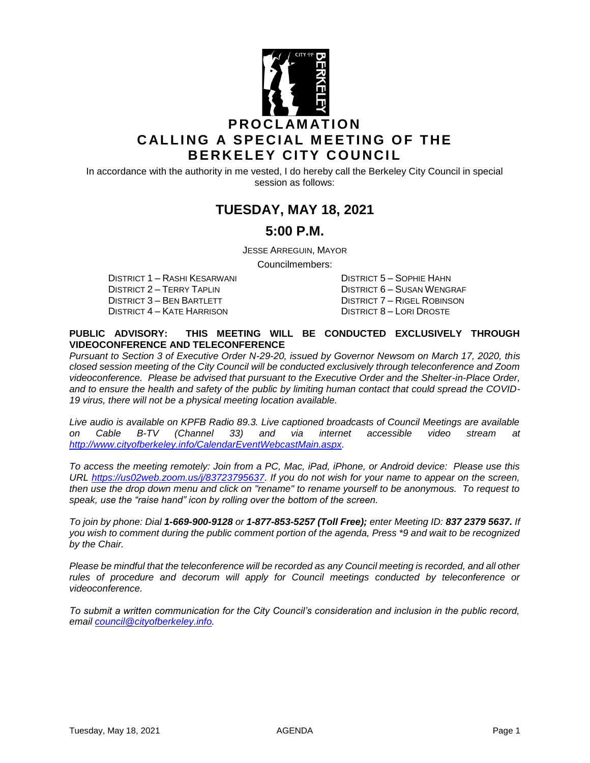# PROCLAMATION
# CALLING A SPECIAL MEETING OF THE BERKELEY CITY COUNCIL

In accordance with the authority in me vested, I do hereby call the Berkeley City Council in special session as follows:

## TUESDAY, MAY 18, 2021

## 5:00 P.M.

JESSE ARREGUIN, MAYOR

Councilmembers:

DISTRICT 1 – RASHI KESARWANI
DISTRICT 2 – TERRY TAPLIN
DISTRICT 3 – BEN BARTLETT
DISTRICT 4 – KATE HARRISON
DISTRICT 5 – SOPHIE HAHN
DISTRICT 6 – SUSAN WENGRAF
DISTRICT 7 – RIGEL ROBINSON
DISTRICT 8 – LORI DROSTE

**PUBLIC ADVISORY: THIS MEETING WILL BE CONDUCTED EXCLUSIVELY THROUGH VIDEOCONFERENCE AND TELECONFERENCE**

*Pursuant to Section 3 of Executive Order N-29-20, issued by Governor Newsom on March 17, 2020, this closed session meeting of the City Council will be conducted exclusively through teleconference and Zoom videoconference. Please be advised that pursuant to the Executive Order and the Shelter-in-Place Order, and to ensure the health and safety of the public by limiting human contact that could spread the COVID-19 virus, there will not be a physical meeting location available.*

*Live audio is available on KPFB Radio 89.3. Live captioned broadcasts of Council Meetings are available on Cable B-TV (Channel 33) and via internet accessible video stream at http://www.cityofberkeley.info/CalendarEventWebcastMain.aspx.*

*To access the meeting remotely: Join from a PC, Mac, iPad, iPhone, or Android device: Please use this URL https://us02web.zoom.us/j/83723795637. If you do not wish for your name to appear on the screen, then use the drop down menu and click on "rename" to rename yourself to be anonymous. To request to speak, use the "raise hand" icon by rolling over the bottom of the screen.*

*To join by phone: Dial **1-669-900-9128** or **1-877-853-5257 (Toll Free);** enter Meeting ID: **837 2379 5637.** If you wish to comment during the public comment portion of the agenda, Press \*9 and wait to be recognized by the Chair.*

*Please be mindful that the teleconference will be recorded as any Council meeting is recorded, and all other rules of procedure and decorum will apply for Council meetings conducted by teleconference or videoconference.*

*To submit a written communication for the City Council's consideration and inclusion in the public record, email council@cityofberkeley.info.*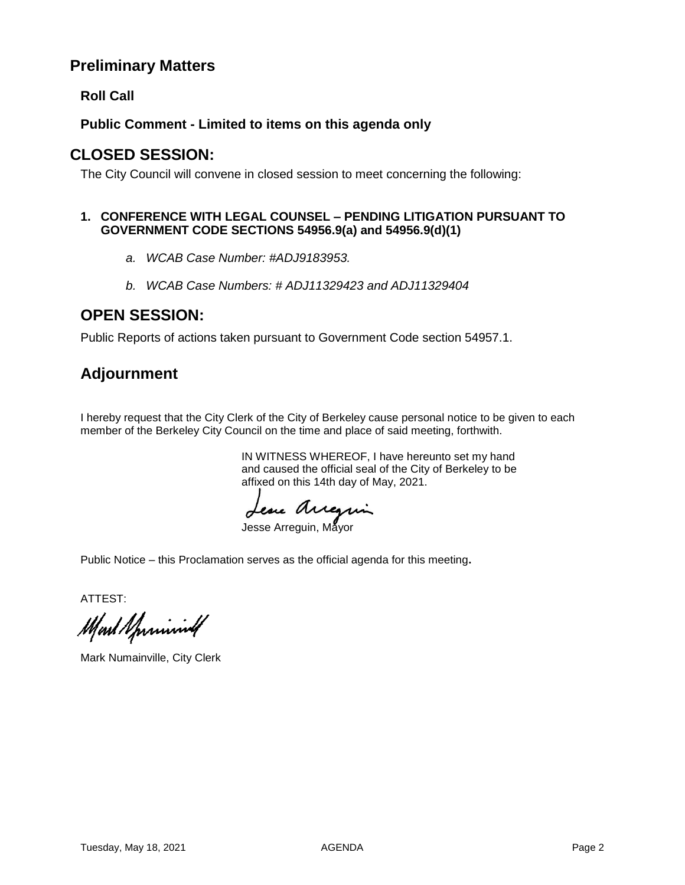## Preliminary Matters

### Roll Call

### Public Comment - Limited to items on this agenda only

## CLOSED SESSION:

The City Council will convene in closed session to meet concerning the following:

**1. CONFERENCE WITH LEGAL COUNSEL – PENDING LITIGATION PURSUANT TO GOVERNMENT CODE SECTIONS 54956.9(a) and 54956.9(d)(1)**

*a. WCAB Case Number: #ADJ9183953.*

*b. WCAB Case Numbers: # ADJ11329423 and ADJ11329404*

## OPEN SESSION:

Public Reports of actions taken pursuant to Government Code section 54957.1.

## Adjournment

I hereby request that the City Clerk of the City of Berkeley cause personal notice to be given to each member of the Berkeley City Council on the time and place of said meeting, forthwith.

IN WITNESS WHEREOF, I have hereunto set my hand and caused the official seal of the City of Berkeley to be affixed on this 14th day of May, 2021.

Jesse Arreguin, Mayor

Public Notice – this Proclamation serves as the official agenda for this meeting.

ATTEST:

Mark Numainville, City Clerk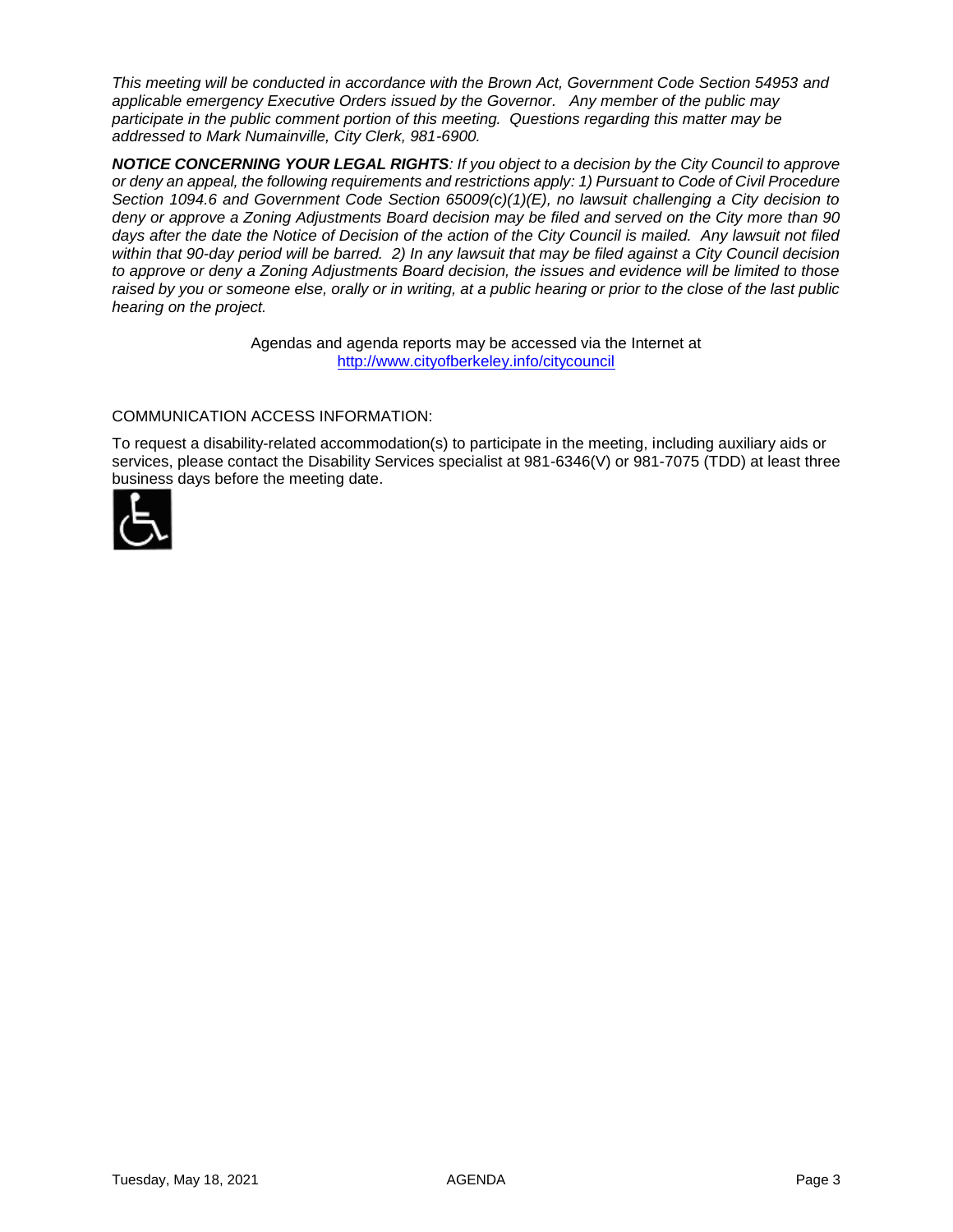*This meeting will be conducted in accordance with the Brown Act, Government Code Section 54953 and applicable emergency Executive Orders issued by the Governor. Any member of the public may participate in the public comment portion of this meeting. Questions regarding this matter may be addressed to Mark Numainville, City Clerk, 981-6900.*

***NOTICE CONCERNING YOUR LEGAL RIGHTS****: If you object to a decision by the City Council to approve or deny an appeal, the following requirements and restrictions apply: 1) Pursuant to Code of Civil Procedure Section 1094.6 and Government Code Section 65009(c)(1)(E), no lawsuit challenging a City decision to deny or approve a Zoning Adjustments Board decision may be filed and served on the City more than 90 days after the date the Notice of Decision of the action of the City Council is mailed. Any lawsuit not filed within that 90-day period will be barred. 2) In any lawsuit that may be filed against a City Council decision to approve or deny a Zoning Adjustments Board decision, the issues and evidence will be limited to those raised by you or someone else, orally or in writing, at a public hearing or prior to the close of the last public hearing on the project.*

Agendas and agenda reports may be accessed via the Internet at
http://www.cityofberkeley.info/citycouncil

COMMUNICATION ACCESS INFORMATION:

To request a disability-related accommodation(s) to participate in the meeting, including auxiliary aids or services, please contact the Disability Services specialist at 981-6346(V) or 981-7075 (TDD) at least three business days before the meeting date.